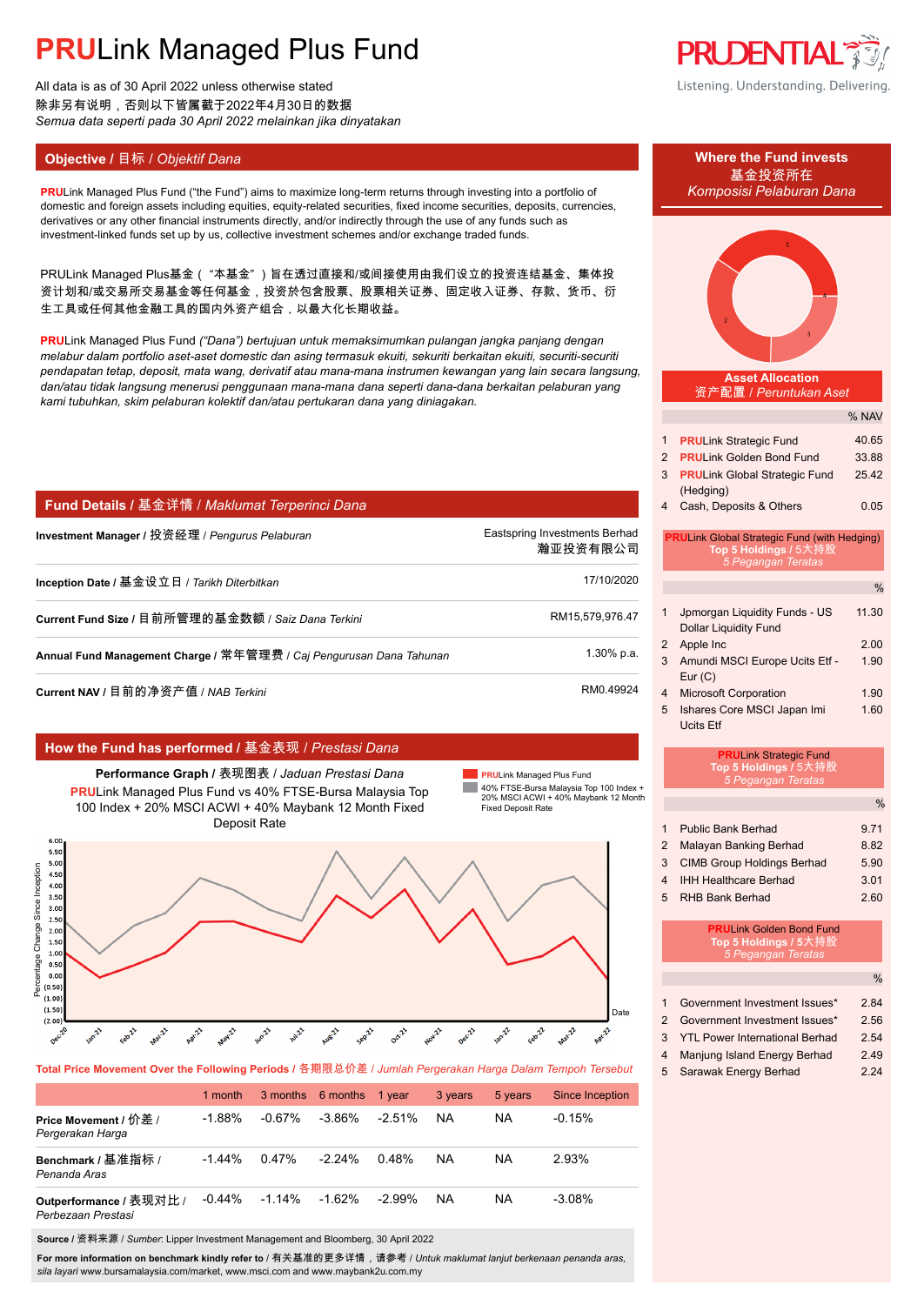# PRULink Managed Plus Fund

All data is as of 30 April 2022 unless otherwise stated
除非另有说明，否则以下皆属截于2022年4月30日的数据
*Semua data seperti pada 30 April 2022 melainkan jika dinyatakan*

## Objective / 目标 / *Objektif Dana*

**PRU**Link Managed Plus Fund ("the Fund") aims to maximize long-term returns through investing into a portfolio of domestic and foreign assets including equities, equity-related securities, fixed income securities, deposits, currencies, derivatives or any other financial instruments directly, and/or indirectly through the use of any funds such as investment-linked funds set up by us, collective investment schemes and/or exchange traded funds.

PRULink Managed Plus基金（"本基金"）旨在透过直接和/或间接使用由我们设立的投资连结基金、集体投资计划和/或交易所交易基金等任何基金，投资於包含股票、股票相关证券、固定收入证券、存款、货币、衍生工具或任何其他金融工具的国内外资产组合，以最大化长期收益。

**PRU**Link Managed Plus Fund *("Dana") bertujuan untuk memaksimumkan pulangan jangka panjang dengan melabur dalam portfolio aset-aset domestic dan asing termasuk ekuiti, sekuriti berkaitan ekuiti, sekuriti-securiti pendapatan tetap, deposit, mata wang, derivatif atau mana-mana instrumen kewangan yang lain secara langsung, dan/atau tidak langsung menerusi penggunaan mana-mana dana seperti dana-dana berkaitan pelaburan yang kami tubuhkan, skim pelaburan kolektif dan/atau pertukaran dana yang diniagakan.*

## Fund Details / 基金详情 / *Maklumat Terperinci Dana*

| | |
|---|---|
| **Investment Manager** / 投资经理 / *Pengurus Pelaburan* | Eastspring Investments Berhad 瀚亚投资有限公司 |
| **Inception Date** / 基金设立日 / *Tarikh Diterbitkan* | 17/10/2020 |
| **Current Fund Size** / 目前所管理的基金数额 / *Saiz Dana Terkini* | RM15,579,976.47 |
| **Annual Fund Management Charge** / 常年管理费 / *Caj Pengurusan Dana Tahunan* | 1.30% p.a. |
| **Current NAV** / 目前的净资产值 / *NAB Terkini* | RM0.49924 |

## How the Fund has performed / 基金表现 / *Prestasi Dana*

**Performance Graph** / 表现图表 / *Jaduan Prestasi Dana*

**PRU**Link Managed Plus Fund vs 40% FTSE-Bursa Malaysia Top 100 Index + 20% MSCI ACWI + 40% Maybank 12 Month Fixed Deposit Rate

Legend: PRULink Managed Plus Fund; 40% FTSE-Bursa Malaysia Top 100 Index + 20% MSCI ACWI + 40% Maybank 12 Month Fixed Deposit Rate

Y-axis: Percentage Change Since Inception (-2.00 to 6.00); X-axis: Date (Dec-20 to Apr-22)

**Total Price Movement Over the Following Periods** / 各期限总价差 / *Jumlah Pergerakan Harga Dalam Tempoh Tersebut*

| | 1 month | 3 months | 6 months | 1 year | 3 years | 5 years | Since Inception |
|---|---|---|---|---|---|---|---|
| **Price Movement** / 价差 / *Pergerakan Harga* | -1.88% | -0.67% | -3.86% | -2.51% | NA | NA | -0.15% |
| **Benchmark** / 基准指标 / *Penanda Aras* | -1.44% | 0.47% | -2.24% | 0.48% | NA | NA | 2.93% |
| **Outperformance** / 表现对比 / *Perbezaan Prestasi* | -0.44% | -1.14% | -1.62% | -2.99% | NA | NA | -3.08% |

**Source** / 资料来源 / *Sumber*: Lipper Investment Management and Bloomberg, 30 April 2022

**For more information on benchmark kindly refer to** / 有关基准的更多详情，请参考 / *Untuk maklumat lanjut berkenaan penanda aras, sila layari* www.bursamalaysia.com/market, www.msci.com and www.maybank2u.com.my

## Where the Fund invests / 基金投资所在 / *Komposisi Pelaburan Dana*

**Asset Allocation** / 资产配置 / *Peruntukan Aset*

| | | % NAV |
|---|---|---|
| 1 | **PRU**Link Strategic Fund | 40.65 |
| 2 | **PRU**Link Golden Bond Fund | 33.88 |
| 3 | **PRU**Link Global Strategic Fund (Hedging) | 25.42 |
| 4 | Cash, Deposits & Others | 0.05 |

**PRU**Link Global Strategic Fund (with Hedging) **Top 5 Holdings** / 5大持股 / *5 Pegangan Teratas*

| | | % |
|---|---|---|
| 1 | Jpmorgan Liquidity Funds - US Dollar Liquidity Fund | 11.30 |
| 2 | Apple Inc | 2.00 |
| 3 | Amundi MSCI Europe Ucits Etf - Eur (C) | 1.90 |
| 4 | Microsoft Corporation | 1.90 |
| 5 | Ishares Core MSCI Japan Imi Ucits Etf | 1.60 |

**PRU**Link Strategic Fund **Top 5 Holdings** / 5大持股 / *5 Pegangan Teratas*

| | | % |
|---|---|---|
| 1 | Public Bank Berhad | 9.71 |
| 2 | Malayan Banking Berhad | 8.82 |
| 3 | CIMB Group Holdings Berhad | 5.90 |
| 4 | IHH Healthcare Berhad | 3.01 |
| 5 | RHB Bank Berhad | 2.60 |

**PRU**Link Golden Bond Fund **Top 5 Holdings** / 5大持股 / *5 Pegangan Teratas*

| | | % |
|---|---|---|
| 1 | Government Investment Issues* | 2.84 |
| 2 | Government Investment Issues* | 2.56 |
| 3 | YTL Power International Berhad | 2.54 |
| 4 | Manjung Island Energy Berhad | 2.49 |
| 5 | Sarawak Energy Berhad | 2.24 |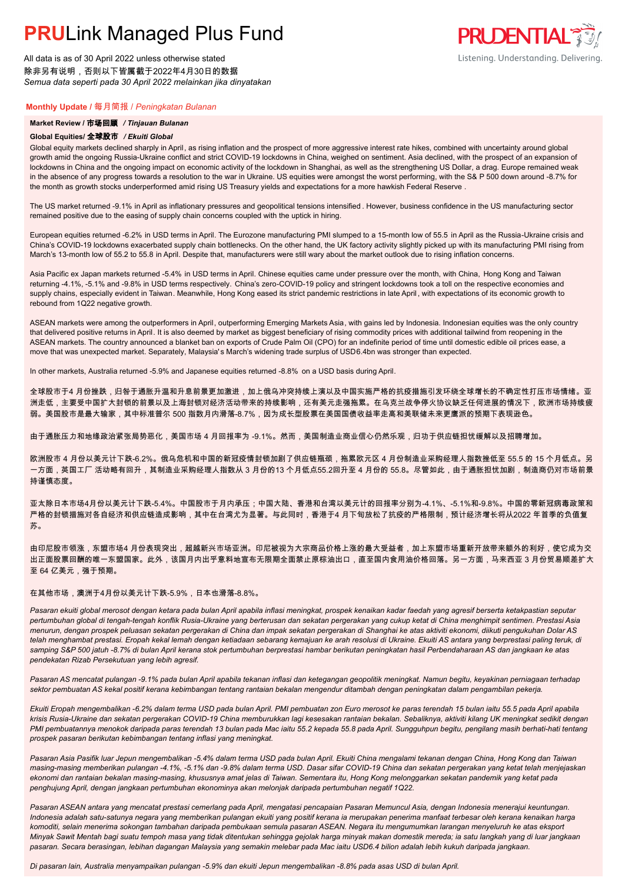# PRULink Managed Plus Fund

All data is as of 30 April 2022 unless otherwise stated
除非另有说明，否则以下皆属截于2022年4月30日的数据
*Semua data seperti pada 30 April 2022 melainkan jika dinyatakan*

**Monthly Update** / 每月简报 / *Peningkatan Bulanan*

**Market Review / 市场回顾 / *Tinjauan Bulanan***

**Global Equities/ 全球股市 / *Ekuiti Global***

Global equity markets declined sharply in April, as rising inflation and the prospect of more aggressive interest rate hikes, combined with uncertainty around global growth amid the ongoing Russia-Ukraine conflict and strict COVID-19 lockdowns in China, weighed on sentiment. Asia declined, with the prospect of an expansion of lockdowns in China and the ongoing impact on economic activity of the lockdown in Shanghai, as well as the strengthening US Dollar, a drag. Europe remained weak in the absence of any progress towards a resolution to the war in Ukraine. US equities were amongst the worst performing, with the S& P 500 down around -8.7% for the month as growth stocks underperformed amid rising US Treasury yields and expectations for a more hawkish Federal Reserve .

The US market returned -9.1% in April as inflationary pressures and geopolitical tensions intensified . However, business confidence in the US manufacturing sector remained positive due to the easing of supply chain concerns coupled with the uptick in hiring.

European equities returned -6.2% in USD terms in April. The Eurozone manufacturing PMI slumped to a 15-month low of 55.5 in April as the Russia-Ukraine crisis and China's COVID-19 lockdowns exacerbated supply chain bottlenecks. On the other hand, the UK factory activity slightly picked up with its manufacturing PMI rising from March's 13-month low of 55.2 to 55.8 in April. Despite that, manufacturers were still wary about the market outlook due to rising inflation concerns.

Asia Pacific ex Japan markets returned -5.4% in USD terms in April. Chinese equities came under pressure over the month, with China, Hong Kong and Taiwan returning -4.1%, -5.1% and -9.8% in USD terms respectively. China's zero-COVID-19 policy and stringent lockdowns took a toll on the respective economies and supply chains, especially evident in Taiwan. Meanwhile, Hong Kong eased its strict pandemic restrictions in late April, with expectations of its economic growth to rebound from 1Q22 negative growth.

ASEAN markets were among the outperformers in April, outperforming Emerging Markets Asia, with gains led by Indonesia. Indonesian equities was the only country that delivered positive returns in April. It is also deemed by market as biggest beneficiary of rising commodity prices with additional tailwind from reopening in the ASEAN markets. The country announced a blanket ban on exports of Crude Palm Oil (CPO) for an indefinite period of time until domestic edible oil prices ease, a move that was unexpected market. Separately, Malaysia's March's widening trade surplus of USD6.4bn was stronger than expected.

In other markets, Australia returned -5.9% and Japanese equities returned -8.8% on a USD basis during April.

全球股市于4 月份挫跌，归咎于通胀升温和升息前景更加激进，加上俄乌冲突持续上演以及中国实施严格的抗疫措施引发环绕全球增长的不确定性打压市场情绪。亚洲走低，主要受中国扩大封锁的前景以及上海封锁对经济活动带来的持续影响，还有美元走强拖累。在乌克兰战争停火协议缺乏任何进展的情况下，欧洲市场持续疲弱。美国股市是最大输家，其中标准普尔 500 指数月内滑落-8.7%，因为成长型股票在美国国债收益率走高和美联储未来更鹰派的预期下表现逊色。

由于通胀压力和地缘政治紧张局势恶化，美国市场 4 月回报率为 -9.1%。然而，美国制造业商业信心仍然乐观，归功于供应链担忧缓解以及招聘增加。

欧洲股市 4 月份以美元计下跌-6.2%。俄乌危机和中国的新冠疫情封锁加剧了供应链瓶颈，拖累欧元区 4 月份制造业采购经理人指数挫低至 55.5 的 15 个月低点。另一方面，英国工厂 活动略有回升，其制造业采购经理人指数从 3 月份的13 个月低点55.2回升至 4 月份的 55.8。尽管如此，由于通胀担忧加剧，制造商仍对市场前景持谨慎态度。

亚太除日本市场4月份以美元计下跌-5.4%。中国股市于月内承压；中国大陆、香港和台湾以美元计的回报率分别为-4.1%、-5.1%和-9.8%。中国的零新冠病毒政策和严格的封锁措施对各自经济和供应链造成影响，其中在台湾尤为显著。与此同时，香港于4 月下旬放松了抗疫的严格限制，预计经济增长将从2022 年首季的负值复苏。

由印尼股市领涨，东盟市场4 月份表现突出，超越新兴市场亚洲。印尼被视为大宗商品价格上涨的最大受益者，加上东盟市场重新开放带来额外的利好，使它成为交出正面股票回酬的唯一东盟国家。此外，该国月内出乎意料地宣布无限期全面禁止原棕油出口，直至国内食用油价格回落。另一方面，马来西亚 3 月份贸易顺差扩大至 64 亿美元，强于预期。

在其他市场，澳洲于4月份以美元计下跌-5.9%，日本也滑落-8.8%。

*Pasaran ekuiti global merosot dengan ketara pada bulan April apabila inflasi meningkat, prospek kenaikan kadar faedah yang agresif berserta ketakpastian seputar pertumbuhan global di tengah-tengah konflik Rusia-Ukraine yang berterusan dan sekatan pergerakan yang cukup ketat di China menghimpit sentimen. Prestasi Asia menurun, dengan prospek peluasan sekatan pergerakan di China dan impak sekatan pergerakan di Shanghai ke atas aktiviti ekonomi, diikuti pengukuhan Dolar AS telah menghambat prestasi. Eropah kekal lemah dengan ketiadaan sebarang kemajuan ke arah resolusi di Ukraine. Ekuiti AS antara yang berprestasi paling teruk, di samping S&P 500 jatuh -8.7% di bulan April kerana stok pertumbuhan berprestasi hambar berikutan peningkatan hasil Perbendaharaan AS dan jangkaan ke atas pendekatan Rizab Persekutuan yang lebih agresif.*

*Pasaran AS mencatat pulangan -9.1% pada bulan April apabila tekanan inflasi dan ketegangan geopolitik meningkat. Namun begitu, keyakinan perniagaan terhadap sektor pembuatan AS kekal positif kerana kebimbangan tentang rantaian bekalan mengendur ditambah dengan peningkatan dalam pengambilan pekerja.*

*Ekuiti Eropah mengembalikan -6.2% dalam terma USD pada bulan April. PMI pembuatan zon Euro merosot ke paras terendah 15 bulan iaitu 55.5 pada April apabila krisis Rusia-Ukraine dan sekatan pergerakan COVID-19 China memburukkan lagi kesesakan rantaian bekalan. Sebaliknya, aktiviti kilang UK meningkat sedikit dengan PMI pembuatannya menokok daripada paras terendah 13 bulan pada Mac iaitu 55.2 kepada 55.8 pada April. Sungguhpun begitu, pengilang masih berhati-hati tentang prospek pasaran berikutan kebimbangan tentang inflasi yang meningkat.*

*Pasaran Asia Pasifik luar Jepun mengembalikan -5.4% dalam terma USD pada bulan April. Ekuiti China mengalami tekanan dengan China, Hong Kong dan Taiwan masing-masing memberikan pulangan -4.1%, -5.1% dan -9.8% dalam terma USD. Dasar sifar COVID-19 China dan sekatan pergerakan yang ketat telah menjejaskan ekonomi dan rantaian bekalan masing-masing, khususnya amat jelas di Taiwan. Sementara itu, Hong Kong melonggarkan sekatan pandemik yang ketat pada penghujung April, dengan jangkaan pertumbuhan ekonominya akan melonjak daripada pertumbuhan negatif 1Q22.*

*Pasaran ASEAN antara yang mencatat prestasi cemerlang pada April, mengatasi pencapaian Pasaran Memuncul Asia, dengan Indonesia menerajui keuntungan. Indonesia adalah satu-satunya negara yang memberikan pulangan ekuiti yang positif kerana ia merupakan penerima manfaat terbesar oleh kerana kenaikan harga komoditi, selain menerima sokongan tambahan daripada pembukaan semula pasaran ASEAN. Negara itu mengumumkan larangan menyeluruh ke atas eksport Minyak Sawit Mentah bagi suatu tempoh masa yang tidak ditentukan sehingga gejolak harga minyak makan domestik mereda; ia satu langkah yang di luar jangkaan pasaran. Secara berasingan, lebihan dagangan Malaysia yang semakin melebar pada Mac iaitu USD6.4 bilion adalah lebih kukuh daripada jangkaan.*

*Di pasaran lain, Australia menyampaikan pulangan -5.9% dan ekuiti Jepun mengembalikan -8.8% pada asas USD di bulan April.*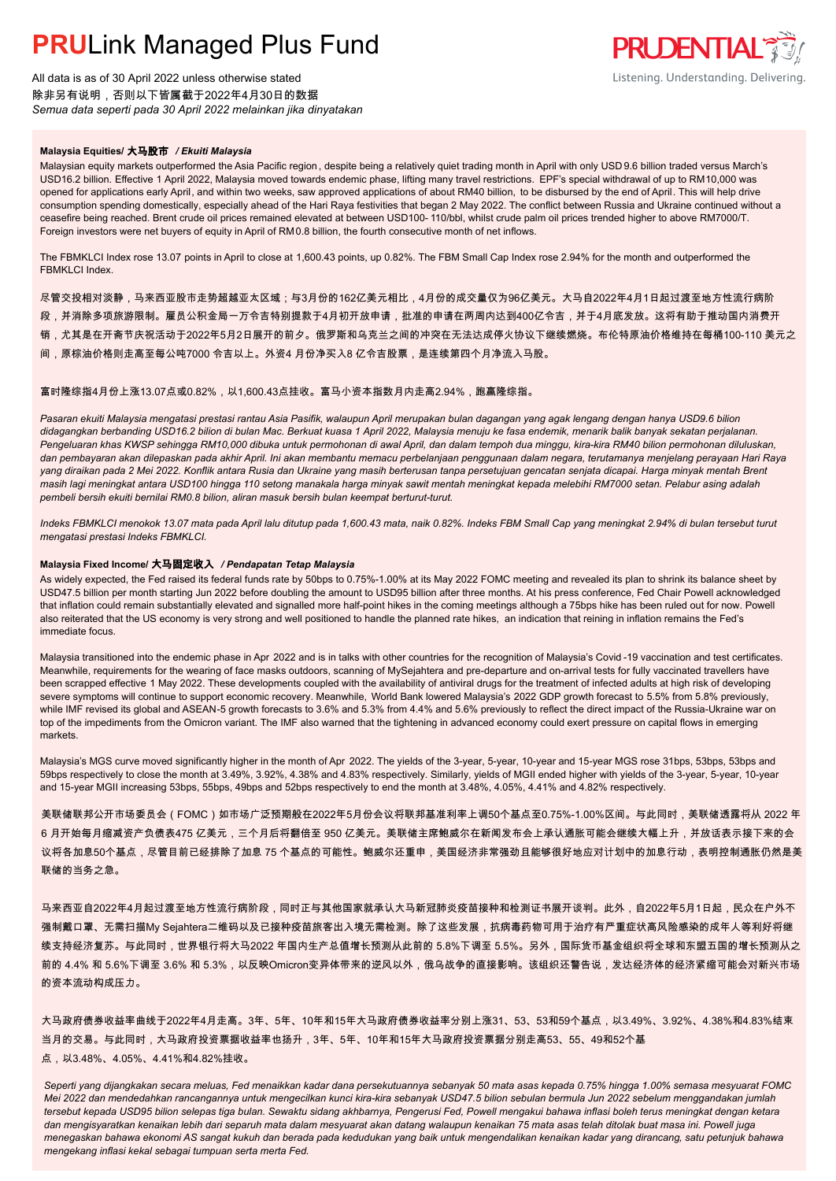# **PRU**Link Managed Plus Fund

All data is as of 30 April 2022 unless otherwise stated
除非另有说明，否则以下皆属截于2022年4月30日的数据
*Semua data seperti pada 30 April 2022 melainkan jika dinyatakan*

PRUDENTIAL
Listening. Understanding. Delivering.

**Malaysia Equities/ 大马股市** ***/ Ekuiti Malaysia***

Malaysian equity markets outperformed the Asia Pacific region, despite being a relatively quiet trading month in April with only USD9.6 billion traded versus March's USD16.2 billion. Effective 1 April 2022, Malaysia moved towards endemic phase, lifting many travel restrictions. EPF's special withdrawal of up to RM10,000 was opened for applications early April, and within two weeks, saw approved applications of about RM40 billion, to be disbursed by the end of April. This will help drive consumption spending domestically, especially ahead of the Hari Raya festivities that began 2 May 2022. The conflict between Russia and Ukraine continued without a ceasefire being reached. Brent crude oil prices remained elevated at between USD100- 110/bbl, whilst crude palm oil prices trended higher to above RM7000/T. Foreign investors were net buyers of equity in April of RM0.8 billion, the fourth consecutive month of net inflows.

The FBMKLCI Index rose 13.07 points in April to close at 1,600.43 points, up 0.82%. The FBM Small Cap Index rose 2.94% for the month and outperformed the FBMKLCI Index.

尽管交投相对淡静，马来西亚股市走势超越亚太区域；与3月份的162亿美元相比，4月份的成交量仅为96亿美元。大马自2022年4月1日起过渡至地方性流行病阶段，并消除多项旅游限制。雇员公积金局一万令吉特别提款于4月初开放申请，批准的申请在两周内达到400亿令吉，并于4月底发放。这将有助于推动国内消费开销，尤其是在开斋节庆祝活动于2022年5月2日展开的前夕。俄罗斯和乌克兰之间的冲突在无法达成停火协议下继续燃烧。布伦特原油价格维持在每桶100-110 美元之间，原棕油价格则走高至每公吨7000 令吉以上。外资4 月份净买入8 亿令吉股票，是连续第四个月净流入马股。

富时隆综指4月份上涨13.07点或0.82%，以1,600.43点挂收。富马小资本指数月内走高2.94%，跑赢隆综指。

*Pasaran ekuiti Malaysia mengatasi prestasi rantau Asia Pasifik, walaupun April merupakan bulan dagangan yang agak lengang dengan hanya USD9.6 bilion didagangkan berbanding USD16.2 bilion di bulan Mac. Berkuat kuasa 1 April 2022, Malaysia menuju ke fasa endemik, menarik balik banyak sekatan perjalanan. Pengeluaran khas KWSP sehingga RM10,000 dibuka untuk permohonan di awal April, dan dalam tempoh dua minggu, kira-kira RM40 bilion permohonan diluluskan, dan pembayaran akan dilepaskan pada akhir April. Ini akan membantu memacu perbelanjaan penggunaan dalam negara, terutamanya menjelang perayaan Hari Raya yang diraikan pada 2 Mei 2022. Konflik antara Rusia dan Ukraine yang masih berterusan tanpa persetujuan gencatan senjata dicapai. Harga minyak mentah Brent masih lagi meningkat antara USD100 hingga 110 setong manakala harga minyak sawit mentah meningkat kepada melebihi RM7000 setan. Pelabur asing adalah pembeli bersih ekuiti bernilai RM0.8 bilion, aliran masuk bersih bulan keempat berturut-turut.*

*Indeks FBMKLCI menokok 13.07 mata pada April lalu ditutup pada 1,600.43 mata, naik 0.82%. Indeks FBM Small Cap yang meningkat 2.94% di bulan tersebut turut mengatasi prestasi Indeks FBMKLCI.*

**Malaysia Fixed Income/ 大马固定收入** ***/ Pendapatan Tetap Malaysia***

As widely expected, the Fed raised its federal funds rate by 50bps to 0.75%-1.00% at its May 2022 FOMC meeting and revealed its plan to shrink its balance sheet by USD47.5 billion per month starting Jun 2022 before doubling the amount to USD95 billion after three months. At his press conference, Fed Chair Powell acknowledged that inflation could remain substantially elevated and signalled more half-point hikes in the coming meetings although a 75bps hike has been ruled out for now. Powell also reiterated that the US economy is very strong and well positioned to handle the planned rate hikes, an indication that reining in inflation remains the Fed's immediate focus.

Malaysia transitioned into the endemic phase in Apr 2022 and is in talks with other countries for the recognition of Malaysia's Covid-19 vaccination and test certificates. Meanwhile, requirements for the wearing of face masks outdoors, scanning of MySejahtera and pre-departure and on-arrival tests for fully vaccinated travellers have been scrapped effective 1 May 2022. These developments coupled with the availability of antiviral drugs for the treatment of infected adults at high risk of developing severe symptoms will continue to support economic recovery. Meanwhile, World Bank lowered Malaysia's 2022 GDP growth forecast to 5.5% from 5.8% previously, while IMF revised its global and ASEAN-5 growth forecasts to 3.6% and 5.3% from 4.4% and 5.6% previously to reflect the direct impact of the Russia-Ukraine war on top of the impediments from the Omicron variant. The IMF also warned that the tightening in advanced economy could exert pressure on capital flows in emerging markets.

Malaysia's MGS curve moved significantly higher in the month of Apr 2022. The yields of the 3-year, 5-year, 10-year and 15-year MGS rose 31bps, 53bps and 59bps respectively to close the month at 3.49%, 3.92%, 4.38% and 4.83% respectively. Similarly, yields of MGII ended higher with yields of the 3-year, 5-year, 10-year and 15-year MGII increasing 53bps, 55bps, 49bps and 52bps respectively to end the month at 3.48%, 4.05%, 4.41% and 4.82% respectively.

美联储联邦公开市场委员会（FOMC）如市场广泛预期般在2022年5月份会议将联邦基准利率上调50个基点至0.75%-1.00%区间。与此同时，美联储透露将从 2022 年 6 月开始每月缩减资产负债表475 亿美元，三个月后将翻倍至 950 亿美元。美联储主席鲍威尔在新闻发布会上承认通胀可能会继续大幅上升，并放话表示接下来的会议将各加息50个基点，尽管目前已经排除了加息 75 个基点的可能性。鲍威尔还重申，美国经济非常强劲且能够很好地应对计划中的加息行动，表明控制通胀仍然是美联储的当务之急。

马来西亚自2022年4月起过渡至地方性流行病阶段，同时正与其他国家就承认大马新冠肺炎疫苗接种和检测证书展开谈判。此外，自2022年5月1日起，民众在户外不强制戴口罩、无需扫描My Sejahtera二维码以及已接种疫苗旅客出入境无需检测。除了这些发展，抗病毒药物可用于治疗有严重症状高风险感染的成年人等利好将继续支持经济复苏。与此同时，世界银行将大马2022 年国内生产总值增长预测从此前的 5.8%下调至 5.5%。另外，国际货币基金组织将全球和东盟五国的增长预测从之前的 4.4% 和 5.6%下调至 3.6% 和 5.3%，以反映Omicron变异体带来的逆风以外，俄乌战争的直接影响。该组织还警告说，发达经济体的经济紧缩可能会对新兴市场的资本流动构成压力。

大马政府债券收益率曲线于2022年4月走高。3年、5年、10年和15年大马政府债券收益率分别上涨31、53、53和59个基点，以3.49%、3.92%、4.38%和4.83%结束当月的交易。与此同时，大马政府投资票据收益率也扬升，3年、5年、10年和15年大马政府投资票据分别走高53、55、49和52个基点，以3.48%、4.05%、4.41%和4.82%挂收。

*Seperti yang dijangkakan secara meluas, Fed menaikkan kadar dana persekutuannya sebanyak 50 mata asas kepada 0.75% hingga 1.00% semasa mesyuarat FOMC Mei 2022 dan mendedahkan rancangannya untuk mengecilkan kunci kira-kira sebanyak USD47.5 bilion sebulan bermula Jun 2022 sebelum menggandakan jumlah tersebut kepada USD95 bilion selepas tiga bulan. Sewaktu sidang akhbarnya, Pengerusi Fed, Powell mengakui bahawa inflasi boleh terus meningkat dengan ketara dan mengisyaratkan kenaikan lebih dari separuh mata dalam mesyuarat akan datang walaupun kenaikan 75 mata asas telah ditolak buat masa ini. Powell juga menegaskan bahawa ekonomi AS sangat kukuh dan berada pada kedudukan yang baik untuk mengendalikan kenaikan kadar yang dirancang, satu petunjuk bahawa mengekang inflasi kekal sebagai tumpuan serta merta Fed.*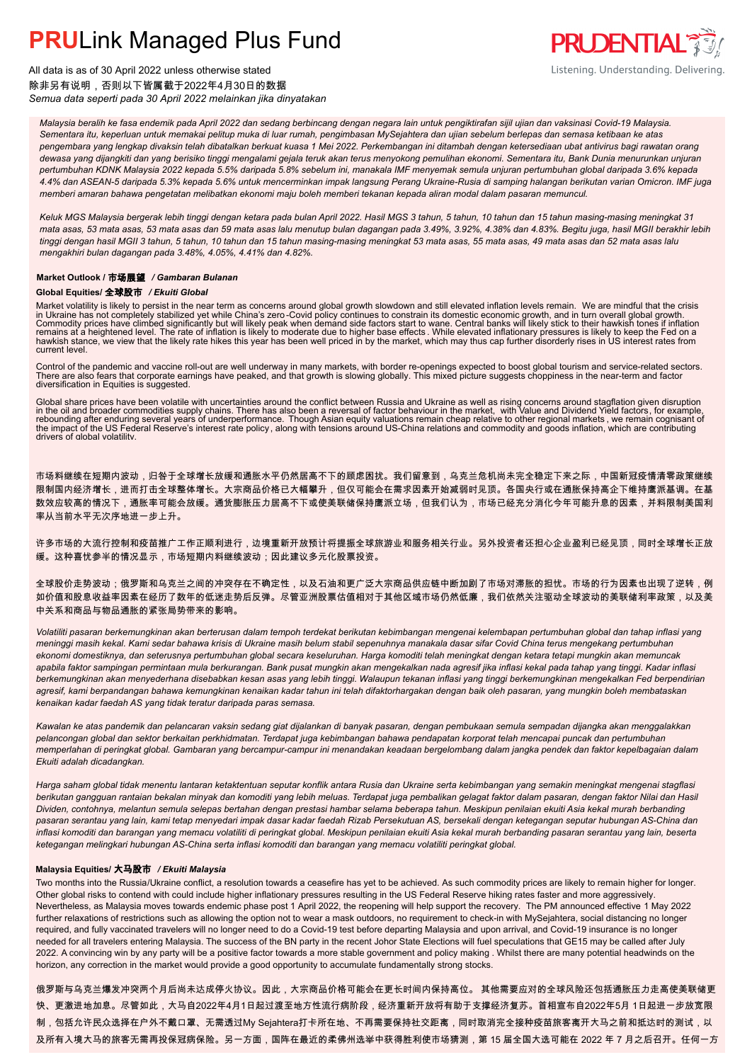# PRULink Managed Plus Fund

All data is as of 30 April 2022 unless otherwise stated
除非另有说明，否则以下皆属截于2022年4月30日的数据
*Semua data seperti pada 30 April 2022 melainkan jika dinyatakan*

*Malaysia beralih ke fasa endemik pada April 2022 dan sedang berbincang dengan negara lain untuk pengiktirafan sijil ujian dan vaksinasi Covid-19 Malaysia. Sementara itu, keperluan untuk memakai pelitup muka di luar rumah, pengimbasan MySejahtera dan ujian sebelum berlepas dan semasa ketibaan ke atas pengembara yang lengkap divaksin telah dibatalkan berkuat kuasa 1 Mei 2022. Perkembangan ini ditambah dengan ketersediaan ubat antivirus bagi rawatan orang dewasa yang dijangkiti dan yang berisiko tinggi mengalami gejala teruk akan terus menyokong pemulihan ekonomi. Sementara itu, Bank Dunia menurunkan unjuran pertumbuhan KDNK Malaysia 2022 kepada 5.5% daripada 5.8% sebelum ini, manakala IMF menyemak semula unjuran pertumbuhan global daripada 3.6% kepada 4.4% dan ASEAN-5 daripada 5.3% kepada 5.6% untuk mencerminkan impak langsung Perang Ukraine-Rusia di samping halangan berikutan varian Omicron. IMF juga memberi amaran bahawa pengetatan melibatkan ekonomi maju boleh memberi tekanan kepada aliran modal dalam pasaran memuncul.*

*Keluk MGS Malaysia bergerak lebih tinggi dengan ketara pada bulan April 2022. Hasil MGS 3 tahun, 5 tahun, 10 tahun dan 15 tahun masing-masing meningkat 31 mata asas, 53 mata asas, 53 mata asas dan 59 mata asas lalu menutup bulan dagangan pada 3.49%, 3.92%, 4.38% dan 4.83%. Begitu juga, hasil MGII berakhir lebih tinggi dengan hasil MGII 3 tahun, 5 tahun, 10 tahun dan 15 tahun masing-masing meningkat 53 mata asas, 55 mata asas, 49 mata asas dan 52 mata asas lalu mengakhiri bulan dagangan pada 3.48%, 4.05%, 4.41% dan 4.82%.*

## Market Outlook / 市场展望 / *Gambaran Bulanan*

### Global Equities/ 全球股市 / *Ekuiti Global*

Market volatility is likely to persist in the near term as concerns around global growth slowdown and still elevated inflation levels remain. We are mindful that the crisis in Ukraine has not completely stabilized yet while China's zero-Covid policy continues to constrain its domestic economic growth, and in turn overall global growth. Commodity prices have climbed significantly but will likely peak when demand side factors start to wane. Central banks will likely stick to their hawkish tones if inflation remains at a heightened level. The rate of inflation is likely to moderate due to higher base effects. While elevated inflationary pressures is likely to keep the Fed on a hawkish stance, we view that the likely rate hikes this year has been well priced in by the market, which may thus cap further disorderly rises in US interest rates from current level.

Control of the pandemic and vaccine roll-out are well underway in many markets, with border re-openings expected to boost global tourism and service-related sectors. There are also fears that corporate earnings have peaked, and that growth is slowing globally. This mixed picture suggests choppiness in the near-term and factor diversification in Equities is suggested.

Global share prices have been volatile with uncertainties around the conflict between Russia and Ukraine as well as rising concerns around stagflation given disruption in the oil and broader commodities supply chains. There has also been a reversal of factor behaviour in the market, with Value and Dividend Yield factors, for example, rebounding after enduring several years of underperformance. Though Asian equity valuations remain cheap relative to other regional markets, we remain cognisant of the impact of the US Federal Reserve's interest rate policy, along with tensions around US-China relations and commodity and goods inflation, which are contributing drivers of global volatility.

市场料继续在短期内波动，归咎于全球增长放缓和通胀水平仍然居高不下的顾虑困扰。我们留意到，乌克兰危机尚未完全稳定下来之际，中国新冠疫情清零政策继续限制国内经济增长，进而打击全球整体增长。大宗商品价格已大幅攀升，但仅可能会在需求因素开始减弱时见顶。各国央行或在通胀保持高企下维持鹰派基调。在基数效应较高的情况下，通胀率可能会放缓。通货膨胀压力居高不下或使美联储保持鹰派立场，但我们认为，市场已经充分消化今年可能升息的因素，并料限制美国利率从当前水平无次序地进一步上升。

许多市场的大流行控制和疫苗推广工作正顺利进行，边境重新开放预计将提振全球旅游业和服务相关行业。另外投资者还担心企业盈利已经见顶，同时全球增长正放缓。这种喜忧参半的情况显示，市场短期内料继续波动；因此建议多元化股票投资。

全球股价走势波动；俄罗斯和乌克兰之间的冲突存在不确定性，以及石油和更广泛大宗商品供应链中断加剧了市场对滞胀的担忧。市场的行为因素也出现了逆转，例如价值和股息收益率因素在经历了数年的低迷表现后反弹。尽管亚洲股票估值相对于其他区域市场仍然低廉，我们依然关注驱动全球波动的美联储利率政策，以及美中关系和商品与物品通胀的紧张局势带来的影响。

*Volatiliti pasaran berkemungkinan akan berterusan dalam tempoh terdekat berikutan kebimbangan mengenai kelembapan pertumbuhan global dan tahap inflasi yang meninggi masih kekal. Kami sedar bahawa krisis di Ukraine masih belum stabil sepenuhnya manakala dasar sifar Covid China terus mengekang pertumbuhan ekonomi domestiknya, dan seterusnya pertumbuhan global secara keseluruhan. Harga komoditi telah meningkat dengan ketara tetapi mungkin akan memuncak apabila faktor sampingan permintaan mula berkurangan. Bank pusat mungkin akan mengekalkan nada agresif jika inflasi kekal pada tahap yang tinggi. Kadar inflasi berkemungkinan akan menyederhana disebabkan kesan asas yang lebih tinggi. Walaupun tekanan inflasi yang tinggi berkemungkinan mengekalkan Fed berpendirian agresif, kami berpandangan bahawa kemungkinan kenaikan kadar tahun ini telah difaktorhargakan dengan baik oleh pasaran, yang mungkin boleh membataskan kenaikan kadar faedah AS yang tidak teratur daripada paras semasa.*

*Kawalan ke atas pandemik dan pelancaran vaksin sedang giat dijalankan di banyak pasaran, dengan pembukaan semula sempadan dijangka akan menggalakkan pelancongan global dan sektor berkaitan perkhidmatan. Terdapat juga kebimbangan bahawa pendapatan korporat telah mencapai puncak dan pertumbuhan memperlahan di peringkat global. Gambaran yang bercampur-campur ini menandakan keadaan bergelombang dalam jangka pendek dan faktor kepelbagaian dalam Ekuiti adalah dicadangkan.*

*Harga saham global tidak menentu lantaran ketaktentuan seputar konflik antara Rusia dan Ukraine serta kebimbangan yang semakin meningkat mengenai stagflasi berikutan gangguan rantaian bekalan minyak dan komoditi yang lebih meluas. Terdapat juga pembalikan gelagat faktor dalam pasaran, dengan faktor Nilai dan Hasil Dividen, contohnya, melantun semula selepas bertahan dengan prestasi hambar selama beberapa tahun. Meskipun penilaian ekuiti Asia kekal murah berbanding pasaran serantau yang lain, kami tetap menyedari impak dasar kadar faedah Rizab Persekutuan AS, bersekali dengan ketegangan seputar hubungan AS-China dan inflasi komoditi dan barangan yang memacu volatiliti di peringkat global. Meskipun penilaian ekuiti Asia kekal murah berbanding pasaran serantau yang lain, beserta ketegangan melingkari hubungan AS-China serta inflasi komoditi dan barangan yang memacu volatiliti peringkat global.*

### Malaysia Equities/ 大马股市 / *Ekuiti Malaysia*

Two months into the Russia/Ukraine conflict, a resolution towards a ceasefire has yet to be achieved. As such commodity prices are likely to remain higher for longer. Other global risks to contend with could include higher inflationary pressures resulting in the US Federal Reserve hiking rates faster and more aggressively. Nevertheless, as Malaysia moves towards endemic phase post 1 April 2022, the reopening will help support the recovery. The PM announced effective 1 May 2022 further relaxations of restrictions such as allowing the option not to wear a mask outdoors, no requirement to check-in with MySejahtera, social distancing no longer required, and fully vaccinated travelers will no longer need to do a Covid-19 test before departing Malaysia and upon arrival, and Covid-19 insurance is no longer needed for all travelers entering Malaysia. The success of the BN party in the recent Johor State Elections will fuel speculations that GE15 may be called after July 2022. A convincing win by any party will be a positive factor towards a more stable government and policy making. Whilst there are many potential headwinds on the horizon, any correction in the market would provide a good opportunity to accumulate fundamentally strong stocks.

俄罗斯与乌克兰爆发冲突两个月后尚未达成停火协议。因此，大宗商品价格可能会在更长时间内保持高位。 其他需要应对的全球风险还包括通胀压力走高使美联储更快、更激进地加息。尽管如此，大马自2022年4月1日起过渡至地方性流行病阶段，经济重新开放将有助于支撑经济复苏。首相宣布自2022年5月 1日起进一步放宽限制，包括允许民众选择在户外不戴口罩、无需透过My Sejahtera打卡所在地、不再需要保持社交距离，同时取消完全接种疫苗旅客离开大马之前和抵达时的测试，以及所有入境大马的旅客无需再投保冠病保险。另一方面，国阵在最近的柔佛州选举中获得胜利使市场猜测，第 15 届全国大选可能在 2022 年 7 月之后召开。任何一方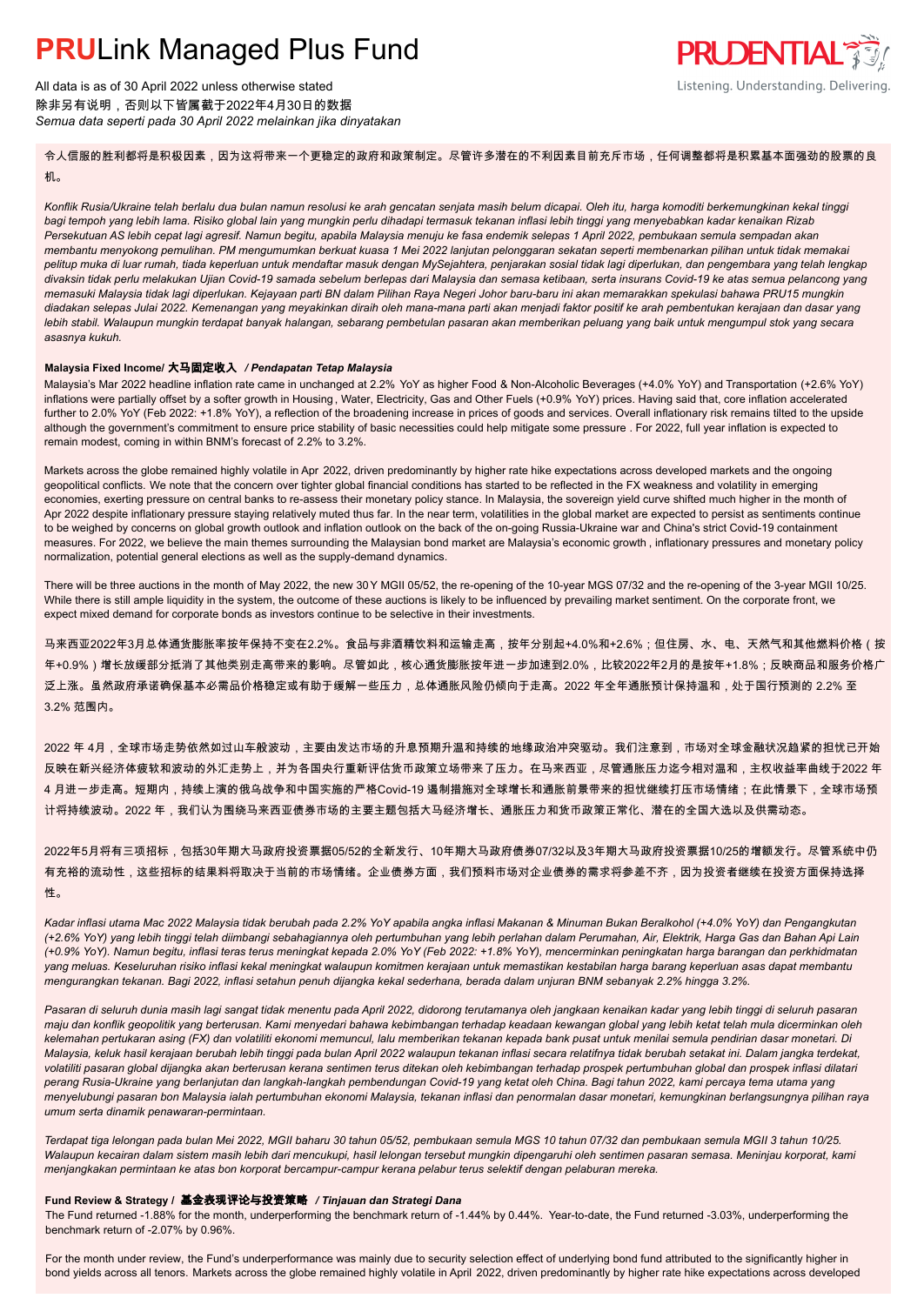# PRULink Managed Plus Fund

All data is as of 30 April 2022 unless otherwise stated
除非另有说明，否则以下皆属截于2022年4月30日的数据
*Semua data seperti pada 30 April 2022 melainkan jika dinyatakan*

令人信服的胜利都将是积极因素，因为这将带来一个更稳定的政府和政策制定。尽管许多潜在的不利因素目前充斥市场，任何调整都将是积累基本面强劲的股票的良机。

*Konflik Rusia/Ukraine telah berlalu dua bulan namun resolusi ke arah gencatan senjata masih belum dicapai. Oleh itu, harga komoditi berkemungkinan kekal tinggi bagi tempoh yang lebih lama. Risiko global lain yang mungkin perlu dihadapi termasuk tekanan inflasi lebih tinggi yang menyebabkan kadar kenaikan Rizab Persekutuan AS lebih cepat lagi agresif. Namun begitu, apabila Malaysia menuju ke fasa endemik selepas 1 April 2022, pembukaan semula sempadan akan membantu menyokong pemulihan. PM mengumumkan berkuat kuasa 1 Mei 2022 lanjutan pelonggaran sekatan seperti membenarkan pilihan untuk tidak memakai pelitup muka di luar rumah, tiada keperluan untuk mendaftar masuk dengan MySejahtera, penjarakan sosial tidak lagi diperlukan, dan pengembara yang telah lengkap divaksin tidak perlu melakukan Ujian Covid-19 samada sebelum berlepas dari Malaysia dan semasa ketibaan, serta insurans Covid-19 ke atas semua pelancong yang memasuki Malaysia tidak lagi diperlukan. Kejayaan parti BN dalam Pilihan Raya Negeri Johor baru-baru ini akan memarakkan spekulasi bahawa PRU15 mungkin diadakan selepas Julai 2022. Kemenangan yang meyakinkan diraih oleh mana-mana parti akan menjadi faktor positif ke arah pembentukan kerajaan dan dasar yang lebih stabil. Walaupun mungkin terdapat banyak halangan, sebarang pembetulan pasaran akan memberikan peluang yang baik untuk mengumpul stok yang secara asasnya kukuh.*

### Malaysia Fixed Income/ 大马固定收入 / *Pendapatan Tetap Malaysia*

Malaysia's Mar 2022 headline inflation rate came in unchanged at 2.2% YoY as higher Food & Non-Alcoholic Beverages (+4.0% YoY) and Transportation (+2.6% YoY) inflations were partially offset by a softer growth in Housing, Water, Electricity, Gas and Other Fuels (+0.9% YoY) prices. Having said that, core inflation accelerated further to 2.0% YoY (Feb 2022: +1.8% YoY), a reflection of the broadening increase in prices of goods and services. Overall inflationary risk remains tilted to the upside although the government's commitment to ensure price stability of basic necessities could help mitigate some pressure. For 2022, full year inflation is expected to remain modest, coming in within BNM's forecast of 2.2% to 3.2%.

Markets across the globe remained highly volatile in Apr 2022, driven predominantly by higher rate hike expectations across developed markets and the ongoing geopolitical conflicts. We note that the concern over tighter global financial conditions has started to be reflected in the FX weakness and volatility in emerging economies, exerting pressure on central banks to re-assess their monetary policy stance. In Malaysia, the sovereign yield curve shifted much higher in the month of Apr 2022 despite inflationary pressure staying relatively muted thus far. In the near term, volatilities in the global market are expected to persist as sentiments continue to be weighed by concerns on global growth outlook and inflation outlook on the back of the on-going Russia-Ukraine war and China's strict Covid-19 containment measures. For 2022, we believe the main themes surrounding the Malaysian bond market are Malaysia's economic growth, inflationary pressures and monetary policy normalization, potential general elections as well as the supply-demand dynamics.

There will be three auctions in the month of May 2022, the new 30Y MGII 05/52, the re-opening of the 10-year MGS 07/32 and the re-opening of the 3-year MGII 10/25. While there is still ample liquidity in the system, the outcome of these auctions is likely to be influenced by prevailing market sentiment. On the corporate front, we expect mixed demand for corporate bonds as investors continue to be selective in their investments.

马来西亚2022年3月总体通货膨胀率按年保持不变在2.2%。食品与非酒精饮料和运输走高，按年分别起+4.0%和+2.6%；但住房、水、电、天然气和其他燃料价格（按年+0.9%）增长放缓部分抵消了其他类别走高带来的影响。尽管如此，核心通货膨胀按年进一步加速到2.0%，比较2022年2月的是按年+1.8%；反映商品和服务价格广泛上涨。虽然政府承诺确保基本必需品价格稳定或有助于缓解一些压力，总体通胀风险仍倾向于走高。2022 年全年通胀预计保持温和，处于国行预测的 2.2% 至 3.2% 范围内。

2022 年 4月，全球市场走势依然如过山车般波动，主要由发达市场的升息预期升温和持续的地缘政治冲突驱动。我们注意到，市场对全球金融状况趋紧的担忧已开始反映在新兴经济体疲软和波动的外汇走势上，并为各国央行重新评估货币政策立场带来了压力。在马来西亚，尽管通胀压力迄今相对温和，主权收益率曲线于2022 年 4 月进一步走高。短期内，持续上演的俄乌战争和中国实施的严格Covid-19 遏制措施对全球增长和通胀前景带来的担忧继续打压市场情绪；在此情景下，全球市场预计将持续波动。2022 年，我们认为围绕马来西亚债券市场的主要主题包括大马经济增长、通胀压力和货币政策正常化、潜在的全国大选以及供需动态。

2022年5月将有三项招标，包括30年期大马政府投资票据05/52的全新发行、10年期大马政府债券07/32以及3年期大马政府投资票据10/25的增额发行。尽管系统中仍有充裕的流动性，这些招标的结果料将取决于当前的市场情绪。企业债券方面，我们预料市场对企业债券的需求将参差不齐，因为投资者继续在投资方面保持选择性。

*Kadar inflasi utama Mac 2022 Malaysia tidak berubah pada 2.2% YoY apabila angka inflasi Makanan & Minuman Bukan Beralkohol (+4.0% YoY) dan Pengangkutan (+2.6% YoY) yang lebih tinggi telah diimbangi sebahagiannya oleh pertumbuhan yang lebih perlahan dalam Perumahan, Air, Elektrik, Harga Gas dan Bahan Api Lain (+0.9% YoY). Namun begitu, inflasi teras terus meningkat kepada 2.0% YoY (Feb 2022: +1.8% YoY), mencerminkan peningkatan harga barangan dan perkhidmatan yang meluas. Keseluruhan risiko inflasi kekal meningkat walaupun komitmen kerajaan untuk memastikan kestabilan harga barang keperluan asas dapat membantu mengurangkan tekanan. Bagi 2022, inflasi setahun penuh dijangka kekal sederhana, berada dalam unjuran BNM sebanyak 2.2% hingga 3.2%.*

*Pasaran di seluruh dunia masih lagi sangat tidak menentu pada April 2022, didorong terutamanya oleh jangkaan kenaikan kadar yang lebih tinggi di seluruh pasaran maju dan konflik geopolitik yang berterusan. Kami menyedari bahawa kebimbangan terhadap keadaan kewangan global yang lebih ketat telah mula dicerminkan oleh kelemahan pertukaran asing (FX) dan volatiliti ekonomi memuncul, lalu memberikan tekanan kepada bank pusat untuk menilai semula pendirian dasar monetari. Di Malaysia, keluk hasil kerajaan berubah lebih tinggi pada bulan April 2022 walaupun tekanan inflasi secara relatifnya tidak berubah setakat ini. Dalam jangka terdekat, volatiliti pasaran global dijangka akan berterusan kerana sentimen terus ditekan oleh kebimbangan terhadap prospek pertumbuhan global dan prospek inflasi dilatari perang Rusia-Ukraine yang berlanjutan dan langkah-langkah pembendungan Covid-19 yang ketat oleh China. Bagi tahun 2022, kami percaya tema utama yang menyelubungi pasaran bon Malaysia ialah pertumbuhan ekonomi Malaysia, tekanan inflasi dan penormalan dasar monetari, kemungkinan berlangsungnya pilihan raya umum serta dinamik penawaran-permintaan.*

*Terdapat tiga lelongan pada bulan Mei 2022, MGII baharu 30 tahun 05/52, pembukaan semula MGS 10 tahun 07/32 dan pembukaan semula MGII 3 tahun 10/25. Walaupun kecairan dalam sistem masih lebih dari mencukupi, hasil lelongan tersebut mungkin dipengaruhi oleh sentimen pasaran semasa. Meninjau korporat, kami menjangkakan permintaan ke atas bon korporat bercampur-campur kerana pelabur terus selektif dengan pelaburan mereka.*

### Fund Review & Strategy / 基金表现评论与投资策略 / *Tinjauan dan Strategi Dana*

The Fund returned -1.88% for the month, underperforming the benchmark return of -1.44% by 0.44%. Year-to-date, the Fund returned -3.03%, underperforming the benchmark return of -2.07% by 0.96%.

For the month under review, the Fund's underperformance was mainly due to security selection effect of underlying bond fund attributed to the significantly higher in bond yields across all tenors. Markets across the globe remained highly volatile in April 2022, driven predominantly by higher rate hike expectations across developed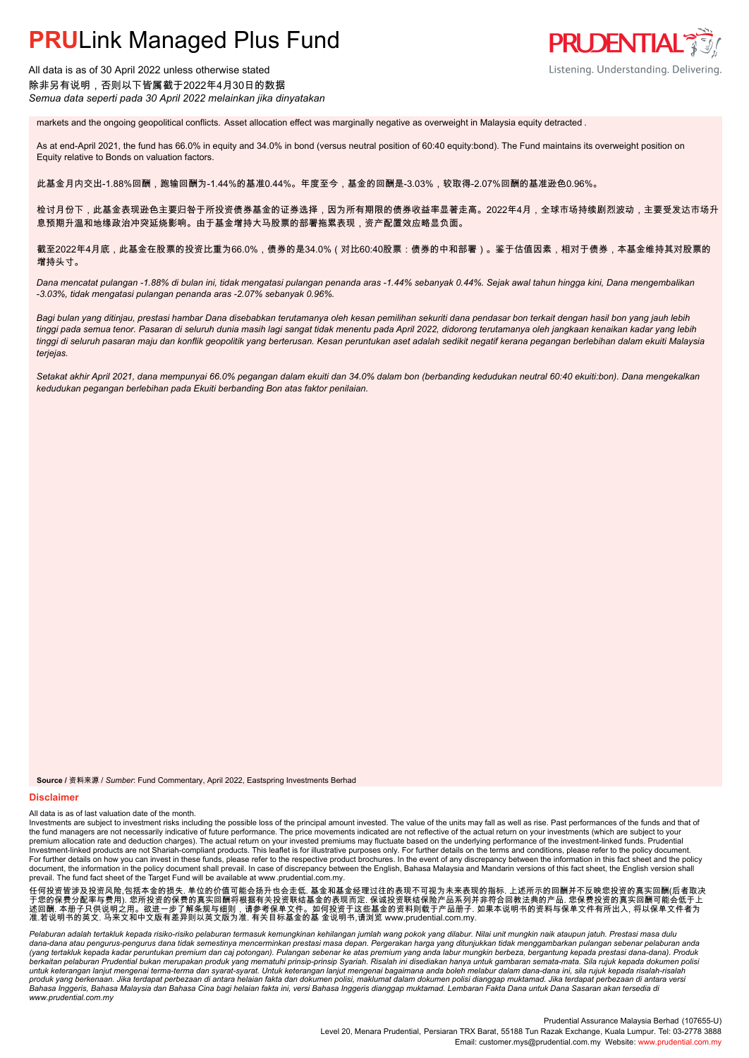markets and the ongoing geopolitical conflicts. Asset allocation effect was marginally negative as overweight in Malaysia equity detracted .

As at end-April 2021, the fund has 66.0% in equity and 34.0% in bond (versus neutral position of 60:40 equity:bond). The Fund maintains its overweight position on Equity relative to Bonds on valuation factors.

此基金月内交出-1.88%回酬，跑输回酬为-1.44%的基准0.44%。年度至今，基金的回酬是-3.03%，较取得-2.07%回酬的基准逊色0.96%。

检讨月份下，此基金表现逊色主要归咎于所投资债券基金的证券选择，因为所有期限的债券收益率显著走高。2022年4月，全球市场持续剧烈波动，主要受发达市场升息预期升温和地缘政治冲突延烧影响。由于基金增持大马股票的部署拖累表现，资产配置效应略显负面。

截至2022年4月底，此基金在股票的投资比重为66.0%，债券的是34.0%（对比60:40股票：债券的中和部署）。鉴于估值因素，相对于债券，本基金维持其对股票的增持头寸。

*Dana mencatat pulangan -1.88% di bulan ini, tidak mengatasi pulangan penanda aras -1.44% sebanyak 0.44%. Sejak awal tahun hingga kini, Dana mengembalikan -3.03%, tidak mengatasi pulangan penanda aras -2.07% sebanyak 0.96%.*

*Bagi bulan yang ditinjau, prestasi hambar Dana disebabkan terutamanya oleh kesan pemilihan sekuriti dana pendasar bon terkait dengan hasil bon yang jauh lebih tinggi pada semua tenor. Pasaran di seluruh dunia masih lagi sangat tidak menentu pada April 2022, didorong terutamanya oleh jangkaan kenaikan kadar yang lebih tinggi di seluruh pasaran maju dan konflik geopolitik yang berterusan. Kesan peruntukan aset adalah sedikit negatif kerana pegangan berlebihan dalam ekuiti Malaysia terjejas.*

*Setakat akhir April 2021, dana mempunyai 66.0% pegangan dalam ekuiti dan 34.0% dalam bon (berbanding kedudukan neutral 60:40 ekuiti:bon). Dana mengekalkan kedudukan pegangan berlebihan pada Ekuiti berbanding Bon atas faktor penilaian.*

**Source /** 资料来源 / *Sumber*: Fund Commentary, April 2022, Eastspring Investments Berhad

## Disclaimer

All data is as of last valuation date of the month.
Investments are subject to investment risks including the possible loss of the principal amount invested. The value of the units may fall as well as rise. Past performances of the funds and that of the fund managers are not necessarily indicative of future performance. The price movements indicated are not reflective of the actual return on your investments (which are subject to your premium allocation rate and deduction charges). The actual return on your invested premiums may fluctuate based on the underlying performance of the investment-linked funds. Prudential Investment-linked products are not Shariah-compliant products. This leaflet is for illustrative purposes only. For further details on the terms and conditions, please refer to the policy document. For further details on how you can invest in these funds, please refer to the respective product brochures. In the event of any discrepancy between the information in this fact sheet and the policy document, the information in the policy document shall prevail. In case of discrepancy between the English, Bahasa Malaysia and Mandarin versions of this fact sheet, the English version shall prevail. The fund fact sheet of the Target Fund will be available at www.prudential.com.my.

任何投资皆涉及投资风险,包括本金的损失. 单位的价值可能会扬升也会走低. 基金和基金经理过往的表现不可视为未来表现的指标. 上述所示的回酬并不反映您投资的真实回酬(后者取决于您的保费分配率与费用). 您所投资的保费的真实回酬将根据有关投资联结基金的表现而定. 保诚投资联结保险产品系列并非符合回教法典的产品. 您保费投资的真实回酬可能会低于上述回酬. 本册子只供说明之用。欲进一步了解条规与细则，请参考保单文件。如何投资于这些基金的资料则载于产品册子. 如果本说明书的资料与保单文件有所出入, 将以保单文件者为准.若说明书的英文. 马来文和中文版有差异则以英文版为准. 有关目标基金的基 金说明书,请浏览 www.prudential.com.my.

*Pelaburan adalah tertakluk kepada risiko-risiko pelaburan termasuk kemungkinan kehilangan jumlah wang pokok yang dilabur. Nilai unit mungkin naik ataupun jatuh. Prestasi masa dulu dana-dana atau pengurus-pengurus dana tidak semestinya mencerminkan prestasi masa depan. Pergerakan harga yang ditunjukkan tidak menggambarkan pulangan sebenar pelaburan anda (yang tertakluk kepada kadar peruntukan premium dan caj potongan). Pulangan sebenar ke atas premium yang anda labur mungkin berbeza, bergantung kepada prestasi dana-dana). Produk berkaitan pelaburan Prudential bukan merupakan produk yang mematuhi prinsip-prinsip Syariah. Risalah ini disediakan hanya untuk gambaran semata-mata. Sila rujuk kepada dokumen polisi untuk keterangan lanjut mengenai terma-terma dan syarat-syarat. Untuk keterangan lanjut mengenai bagaimana anda boleh melabur dalam dana-dana ini, sila rujuk kepada risalah-risalah produk yang berkenaan. Jika terdapat perbezaan di antara helaian fakta dan dokumen polisi, maklumat dalam dokumen polisi dianggap muktamad. Jika terdapat perbezaan di antara versi Bahasa Inggeris, Bahasa Malaysia dan Bahasa Cina bagi helaian fakta ini, versi Bahasa Inggeris dianggap muktamad. Lembaran Fakta Dana untuk Dana Sasaran akan tersedia di www.prudential.com.my*

Prudential Assurance Malaysia Berhad (107655-U)
Level 20, Menara Prudential, Persiaran TRX Barat, 55188 Tun Razak Exchange, Kuala Lumpur. Tel: 03-2778 3888
Email: customer.mys@prudential.com.my Website: www.prudential.com.my